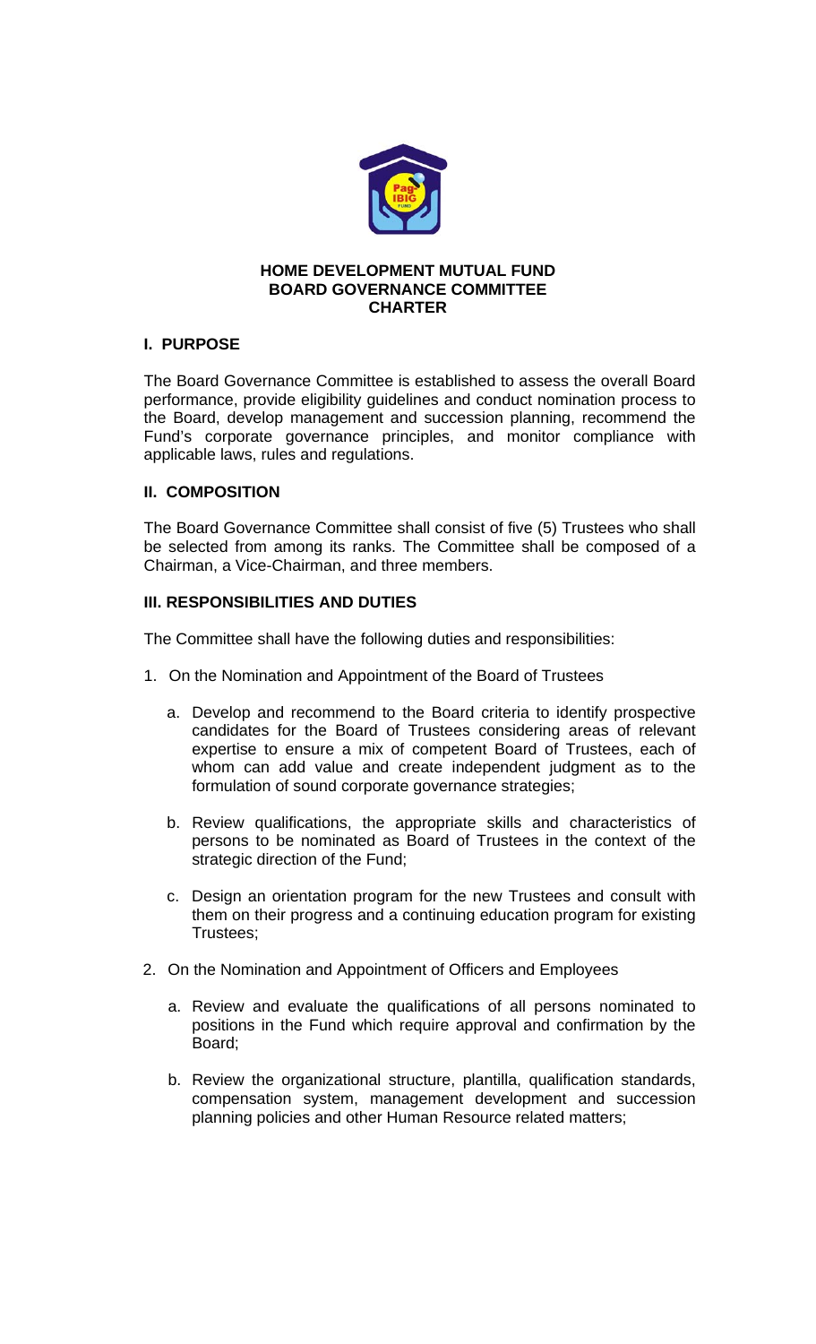# HOME DEVELOPMENT MUTUAL FUND
## BOARD GOVERNANCE COMMITTEE
## CHARTER

### I. PURPOSE

The Board Governance Committee is established to assess the overall Board performance, provide eligibility guidelines and conduct nomination process to the Board, develop management and succession planning, recommend the Fund's corporate governance principles, and monitor compliance with applicable laws, rules and regulations.

### II. COMPOSITION

The Board Governance Committee shall consist of five (5) Trustees who shall be selected from among its ranks. The Committee shall be composed of a Chairman, a Vice-Chairman, and three members.

### III. RESPONSIBILITIES AND DUTIES

The Committee shall have the following duties and responsibilities:

1. On the Nomination and Appointment of the Board of Trustees

   a. Develop and recommend to the Board criteria to identify prospective candidates for the Board of Trustees considering areas of relevant expertise to ensure a mix of competent Board of Trustees, each of whom can add value and create independent judgment as to the formulation of sound corporate governance strategies;

   b. Review qualifications, the appropriate skills and characteristics of persons to be nominated as Board of Trustees in the context of the strategic direction of the Fund;

   c. Design an orientation program for the new Trustees and consult with them on their progress and a continuing education program for existing Trustees;

2. On the Nomination and Appointment of Officers and Employees

   a. Review and evaluate the qualifications of all persons nominated to positions in the Fund which require approval and confirmation by the Board;

   b. Review the organizational structure, plantilla, qualification standards, compensation system, management development and succession planning policies and other Human Resource related matters;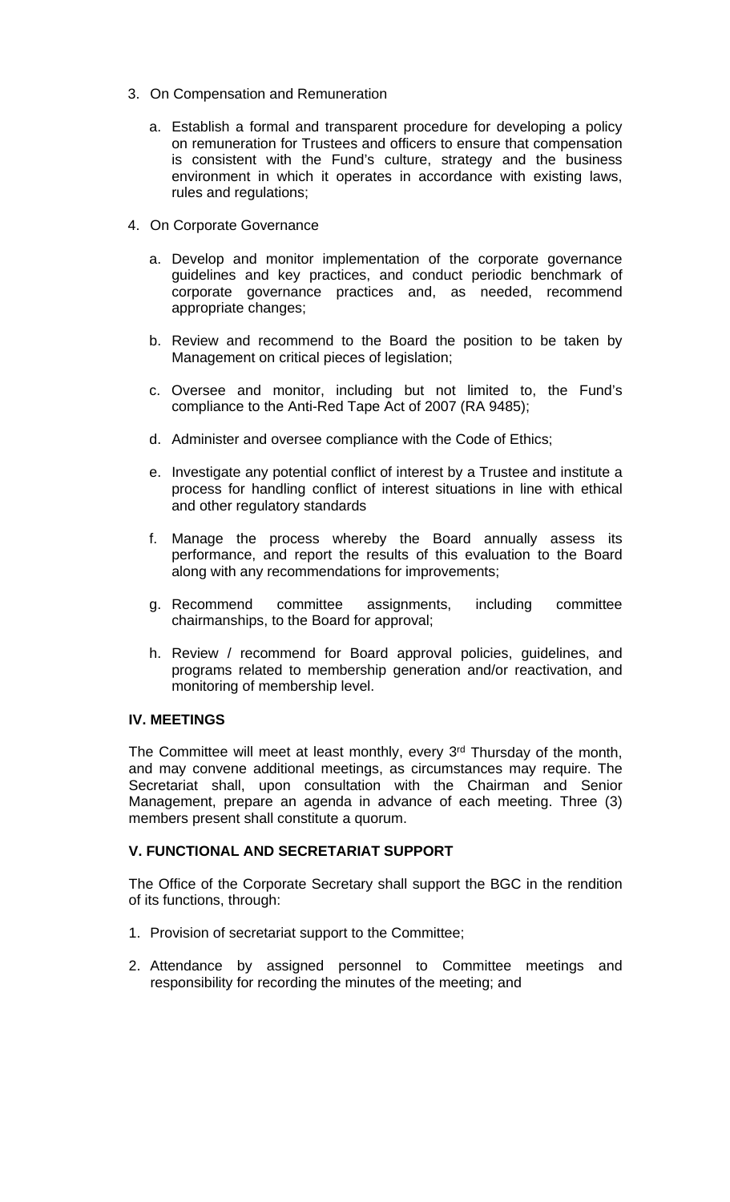3. On Compensation and Remuneration

   a. Establish a formal and transparent procedure for developing a policy on remuneration for Trustees and officers to ensure that compensation is consistent with the Fund's culture, strategy and the business environment in which it operates in accordance with existing laws, rules and regulations;

4. On Corporate Governance

   a. Develop and monitor implementation of the corporate governance guidelines and key practices, and conduct periodic benchmark of corporate governance practices and, as needed, recommend appropriate changes;

   b. Review and recommend to the Board the position to be taken by Management on critical pieces of legislation;

   c. Oversee and monitor, including but not limited to, the Fund's compliance to the Anti-Red Tape Act of 2007 (RA 9485);

   d. Administer and oversee compliance with the Code of Ethics;

   e. Investigate any potential conflict of interest by a Trustee and institute a process for handling conflict of interest situations in line with ethical and other regulatory standards

   f. Manage the process whereby the Board annually assess its performance, and report the results of this evaluation to the Board along with any recommendations for improvements;

   g. Recommend committee assignments, including committee chairmanships, to the Board for approval;

   h. Review / recommend for Board approval policies, guidelines, and programs related to membership generation and/or reactivation, and monitoring of membership level.

**IV. MEETINGS**

The Committee will meet at least monthly, every 3rd Thursday of the month, and may convene additional meetings, as circumstances may require. The Secretariat shall, upon consultation with the Chairman and Senior Management, prepare an agenda in advance of each meeting. Three (3) members present shall constitute a quorum.

**V. FUNCTIONAL AND SECRETARIAT SUPPORT**

The Office of the Corporate Secretary shall support the BGC in the rendition of its functions, through:

1. Provision of secretariat support to the Committee;

2. Attendance by assigned personnel to Committee meetings and responsibility for recording the minutes of the meeting; and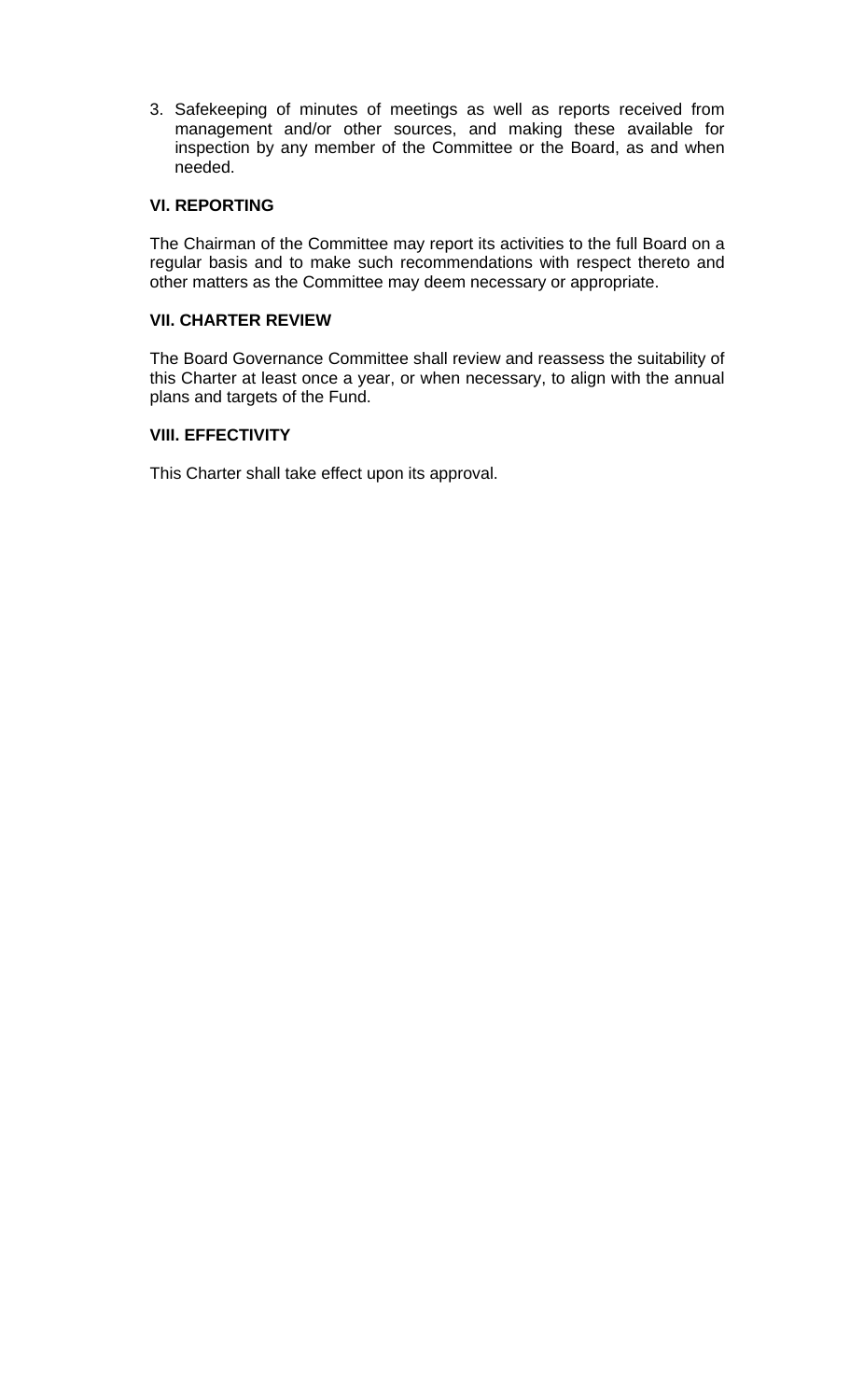3. Safekeeping of minutes of meetings as well as reports received from management and/or other sources, and making these available for inspection by any member of the Committee or the Board, as and when needed.

## VI. REPORTING

The Chairman of the Committee may report its activities to the full Board on a regular basis and to make such recommendations with respect thereto and other matters as the Committee may deem necessary or appropriate.

## VII. CHARTER REVIEW

The Board Governance Committee shall review and reassess the suitability of this Charter at least once a year, or when necessary, to align with the annual plans and targets of the Fund.

## VIII. EFFECTIVITY

This Charter shall take effect upon its approval.